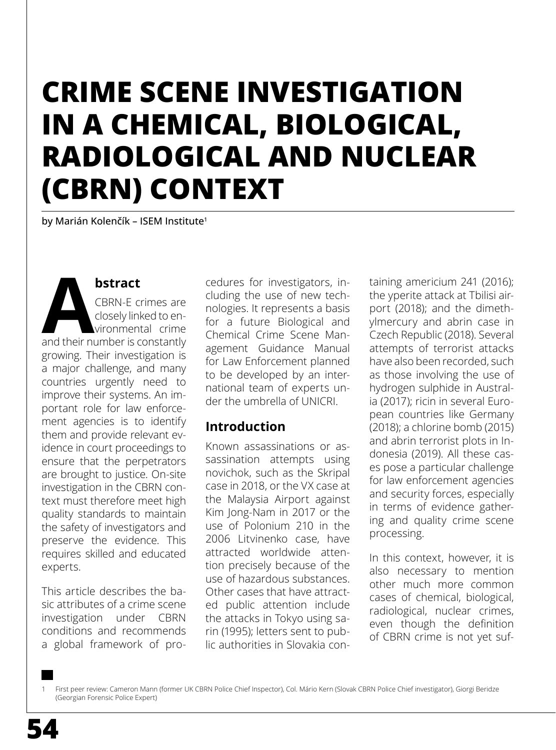# CRIME SCENE INVESTIGATION IN A CHEMICAL, BIOLOGICAL, RADIOLOGICAL AND NUCLEAR (CBRN) CONTEXT

by Marián Kolenčík – ISEM Institute[1]

## Abstract

CBRN-E crimes are closely linked to environmental crime and their number is constantly growing. Their investigation is a major challenge, and many countries urgently need to improve their systems. An important role for law enforcement agencies is to identify them and provide relevant evidence in court proceedings to ensure that the perpetrators are brought to justice. On-site investigation in the CBRN context must therefore meet high quality standards to maintain the safety of investigators and preserve the evidence. This requires skilled and educated experts.

This article describes the basic attributes of a crime scene investigation under CBRN conditions and recommends a global framework of procedures for investigators, including the use of new technologies. It represents a basis for a future Biological and Chemical Crime Scene Management Guidance Manual for Law Enforcement planned to be developed by an international team of experts under the umbrella of UNICRI.

## Introduction

Known assassinations or assassination attempts using novichok, such as the Skripal case in 2018, or the VX case at the Malaysia Airport against Kim Jong-Nam in 2017 or the use of Polonium 210 in the 2006 Litvinenko case, have attracted worldwide attention precisely because of the use of hazardous substances. Other cases that have attracted public attention include the attacks in Tokyo using sarin (1995); letters sent to public authorities in Slovakia containing americium 241 (2016); the yperite attack at Tbilisi airport (2018); and the dimethylmercury and abrin case in Czech Republic (2018). Several attempts of terrorist attacks have also been recorded, such as those involving the use of hydrogen sulphide in Australia (2017); ricin in several European countries like Germany (2018); a chlorine bomb (2015) and abrin terrorist plots in Indonesia (2019). All these cases pose a particular challenge for law enforcement agencies and security forces, especially in terms of evidence gathering and quality crime scene processing.

In this context, however, it is also necessary to mention other much more common cases of chemical, biological, radiological, nuclear crimes, even though the definition of CBRN crime is not yet suf-

---

1 First peer review: Cameron Mann (former UK CBRN Police Chief Inspector), Col. Mário Kern (Slovak CBRN Police Chief investigator), Giorgi Beridze (Georgian Forensic Police Expert)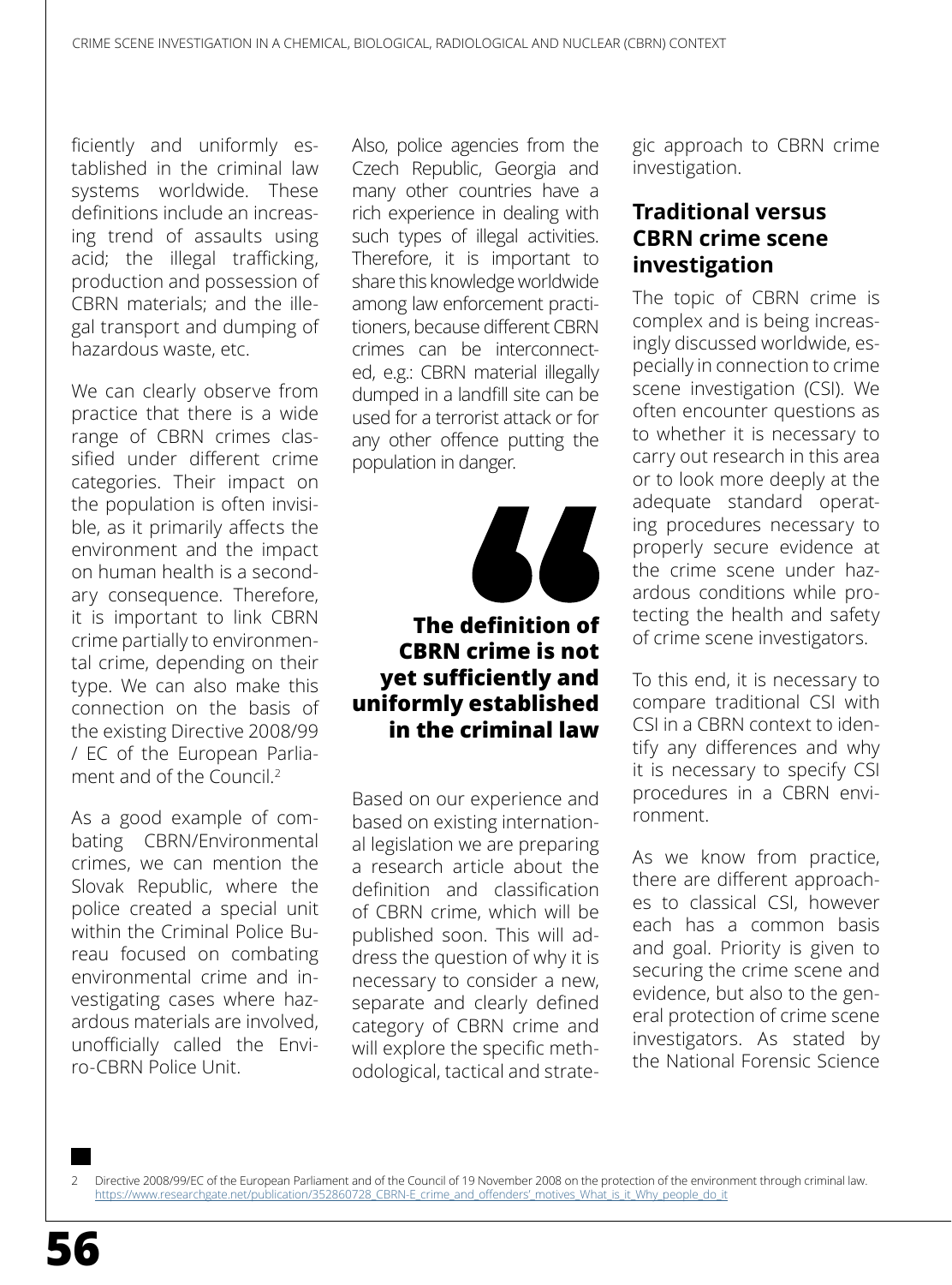ficiently and uniformly established in the criminal law systems worldwide. These definitions include an increasing trend of assaults using acid; the illegal trafficking, production and possession of CBRN materials; and the illegal transport and dumping of hazardous waste, etc.

We can clearly observe from practice that there is a wide range of CBRN crimes classified under different crime categories. Their impact on the population is often invisible, as it primarily affects the environment and the impact on human health is a secondary consequence. Therefore, it is important to link CBRN crime partially to environmental crime, depending on their type. We can also make this connection on the basis of the existing Directive 2008/99 / EC of the European Parliament and of the Council.[2]

As a good example of combating CBRN/Environmental crimes, we can mention the Slovak Republic, where the police created a special unit within the Criminal Police Bureau focused on combating environmental crime and investigating cases where hazardous materials are involved, unofficially called the Enviro-CBRN Police Unit.

Also, police agencies from the Czech Republic, Georgia and many other countries have a rich experience in dealing with such types of illegal activities. Therefore, it is important to share this knowledge worldwide among law enforcement practitioners, because different CBRN crimes can be interconnected, e.g.: CBRN material illegally dumped in a landfill site can be used for a terrorist attack or for any other offence putting the population in danger.

> **The definition of CBRN crime is not yet sufficiently and uniformly established in the criminal law**

Based on our experience and based on existing international legislation we are preparing a research article about the definition and classification of CBRN crime, which will be published soon. This will address the question of why it is necessary to consider a new, separate and clearly defined category of CBRN crime and will explore the specific methodological, tactical and strategic approach to CBRN crime investigation.

## Traditional versus CBRN crime scene investigation

The topic of CBRN crime is complex and is being increasingly discussed worldwide, especially in connection to crime scene investigation (CSI). We often encounter questions as to whether it is necessary to carry out research in this area or to look more deeply at the adequate standard operating procedures necessary to properly secure evidence at the crime scene under hazardous conditions while protecting the health and safety of crime scene investigators.

To this end, it is necessary to compare traditional CSI with CSI in a CBRN context to identify any differences and why it is necessary to specify CSI procedures in a CBRN environment.

As we know from practice, there are different approaches to classical CSI, however each has a common basis and goal. Priority is given to securing the crime scene and evidence, but also to the general protection of crime scene investigators. As stated by the National Forensic Science

---

2 Directive 2008/99/EC of the European Parliament and of the Council of 19 November 2008 on the protection of the environment through criminal law. https://www.researchgate.net/publication/352860728_CBRN-E_crime_and_offenders'_motives_What_is_it_Why_people_do_it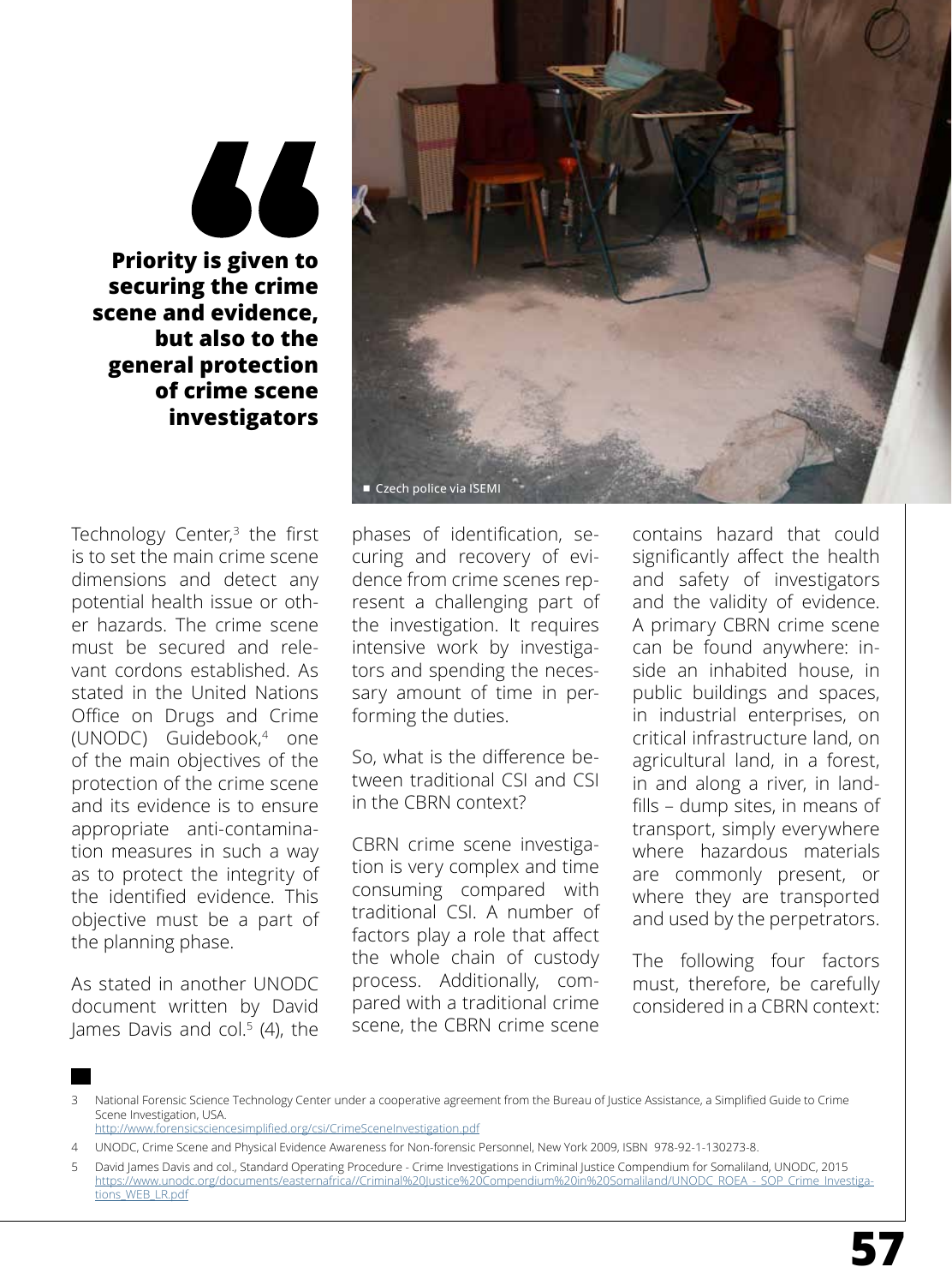**Priority is given to securing the crime scene and evidence, but also to the general protection of crime scene investigators**

Czech police via ISEMI

Technology Center,[3] the first is to set the main crime scene dimensions and detect any potential health issue or other hazards. The crime scene must be secured and relevant cordons established. As stated in the United Nations Office on Drugs and Crime (UNODC) Guidebook,[4] one of the main objectives of the protection of the crime scene and its evidence is to ensure appropriate anti-contamination measures in such a way as to protect the integrity of the identified evidence. This objective must be a part of the planning phase.

As stated in another UNODC document written by David James Davis and col.[5] (4), the phases of identification, securing and recovery of evidence from crime scenes represent a challenging part of the investigation. It requires intensive work by investigators and spending the necessary amount of time in performing the duties.

So, what is the difference between traditional CSI and CSI in the CBRN context?

CBRN crime scene investigation is very complex and time consuming compared with traditional CSI. A number of factors play a role that affect the whole chain of custody process. Additionally, compared with a traditional crime scene, the CBRN crime scene contains hazard that could significantly affect the health and safety of investigators and the validity of evidence. A primary CBRN crime scene can be found anywhere: inside an inhabited house, in public buildings and spaces, in industrial enterprises, on critical infrastructure land, on agricultural land, in a forest, in and along a river, in landfills – dump sites, in means of transport, simply everywhere where hazardous materials are commonly present, or where they are transported and used by the perpetrators.

The following four factors must, therefore, be carefully considered in a CBRN context:

---

3 National Forensic Science Technology Center under a cooperative agreement from the Bureau of Justice Assistance, a Simplified Guide to Crime Scene Investigation, USA. http://www.forensicsciencesimplified.org/csi/CrimeSceneInvestigation.pdf

4 UNODC, Crime Scene and Physical Evidence Awareness for Non-forensic Personnel, New York 2009, ISBN 978-92-1-130273-8.

5 David James Davis and col., Standard Operating Procedure - Crime Investigations in Criminal Justice Compendium for Somaliland, UNODC, 2015 https://www.unodc.org/documents/easternafrica//Criminal%20Justice%20Compendium%20in%20Somaliland/UNODC_ROEA_-_SOP_Crime_Investigations_WEB_LR.pdf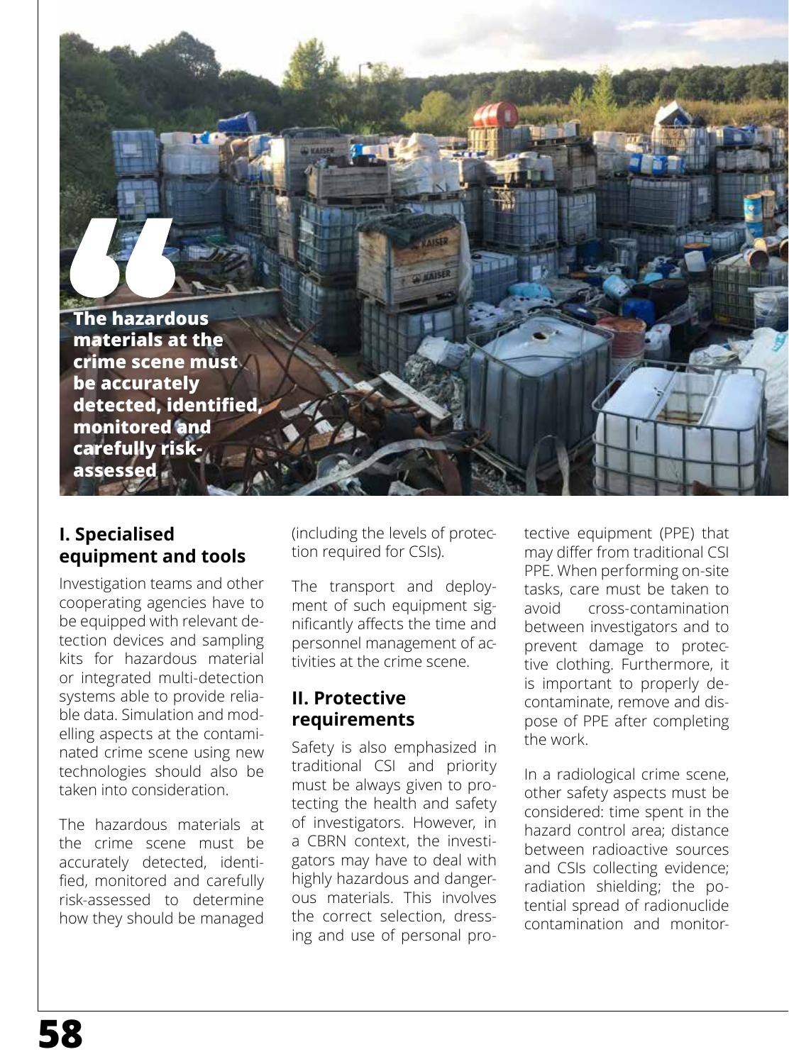> **The hazardous materials at the crime scene must be accurately detected, identified, monitored and carefully risk-assessed**

## I. Specialised equipment and tools

Investigation teams and other cooperating agencies have to be equipped with relevant detection devices and sampling kits for hazardous material or integrated multi-detection systems able to provide reliable data. Simulation and modelling aspects at the contaminated crime scene using new technologies should also be taken into consideration.

The hazardous materials at the crime scene must be accurately detected, identified, monitored and carefully risk-assessed to determine how they should be managed (including the levels of protection required for CSIs).

The transport and deployment of such equipment significantly affects the time and personnel management of activities at the crime scene.

## II. Protective requirements

Safety is also emphasized in traditional CSI and priority must be always given to protecting the health and safety of investigators. However, in a CBRN context, the investigators may have to deal with highly hazardous and dangerous materials. This involves the correct selection, dressing and use of personal protective equipment (PPE) that may differ from traditional CSI PPE. When performing on-site tasks, care must be taken to avoid cross-contamination between investigators and to prevent damage to protective clothing. Furthermore, it is important to properly decontaminate, remove and dispose of PPE after completing the work.

In a radiological crime scene, other safety aspects must be considered: time spent in the hazard control area; distance between radioactive sources and CSIs collecting evidence; radiation shielding; the potential spread of radionuclide contamination and monitor-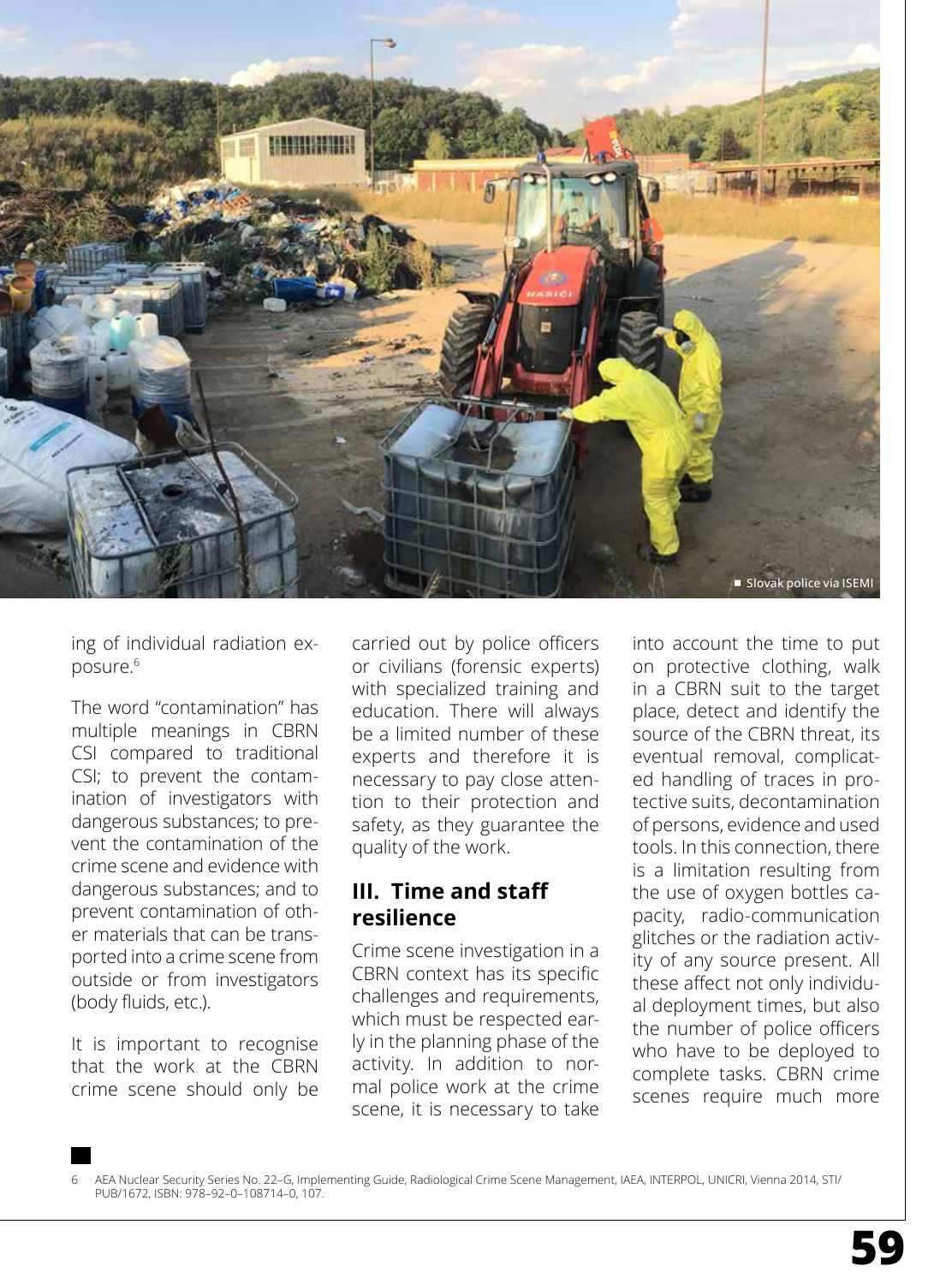Slovak police via ISEMI

ing of individual radiation exposure.[6]

The word "contamination" has multiple meanings in CBRN CSI compared to traditional CSI; to prevent the contamination of investigators with dangerous substances; to prevent the contamination of the crime scene and evidence with dangerous substances; and to prevent contamination of other materials that can be transported into a crime scene from outside or from investigators (body fluids, etc.).

It is important to recognise that the work at the CBRN crime scene should only be carried out by police officers or civilians (forensic experts) with specialized training and education. There will always be a limited number of these experts and therefore it is necessary to pay close attention to their protection and safety, as they guarantee the quality of the work.

## III. Time and staff resilience

Crime scene investigation in a CBRN context has its specific challenges and requirements, which must be respected early in the planning phase of the activity. In addition to normal police work at the crime scene, it is necessary to take into account the time to put on protective clothing, walk in a CBRN suit to the target place, detect and identify the source of the CBRN threat, its eventual removal, complicated handling of traces in protective suits, decontamination of persons, evidence and used tools. In this connection, there is a limitation resulting from the use of oxygen bottles capacity, radio-communication glitches or the radiation activity of any source present. All these affect not only individual deployment times, but also the number of police officers who have to be deployed to complete tasks. CBRN crime scenes require much more

6 AEA Nuclear Security Series No. 22–G, Implementing Guide, Radiological Crime Scene Management, IAEA, INTERPOL, UNICRI, Vienna 2014, STI/PUB/1672, ISBN: 978–92–0–108714–0, 107.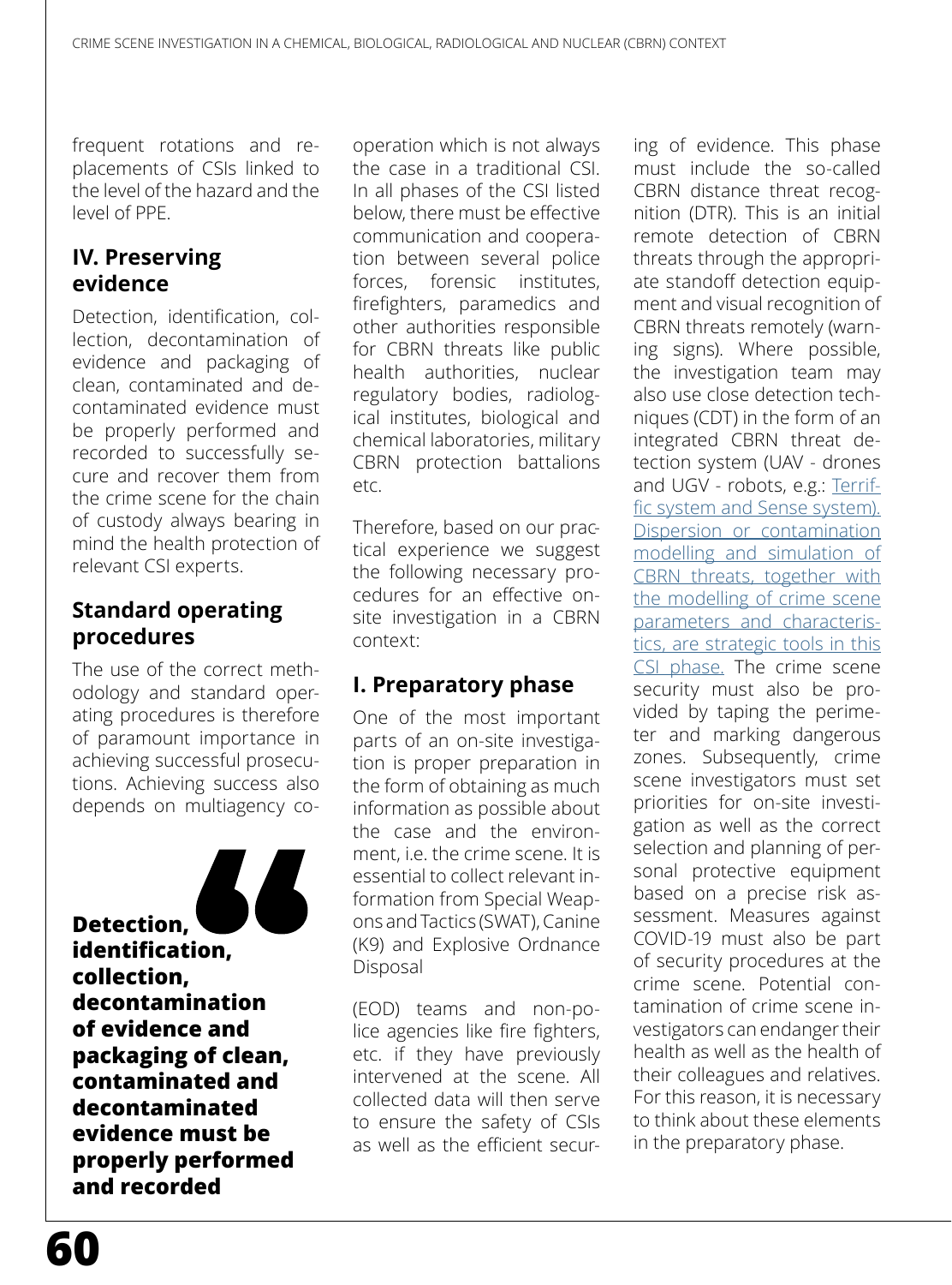frequent rotations and replacements of CSIs linked to the level of the hazard and the level of PPE.

## IV. Preserving evidence

Detection, identification, collection, decontamination of evidence and packaging of clean, contaminated and decontaminated evidence must be properly performed and recorded to successfully secure and recover them from the crime scene for the chain of custody always bearing in mind the health protection of relevant CSI experts.

## Standard operating procedures

The use of the correct methodology and standard operating procedures is therefore of paramount importance in achieving successful prosecutions. Achieving success also depends on multiagency cooperation which is not always the case in a traditional CSI. In all phases of the CSI listed below, there must be effective communication and cooperation between several police forces, forensic institutes, firefighters, paramedics and other authorities responsible for CBRN threats like public health authorities, nuclear regulatory bodies, radiological institutes, biological and chemical laboratories, military CBRN protection battalions etc.

> **Detection, identification, collection, decontamination of evidence and packaging of clean, contaminated and decontaminated evidence must be properly performed and recorded**

Therefore, based on our practical experience we suggest the following necessary procedures for an effective on-site investigation in a CBRN context:

## I. Preparatory phase

One of the most important parts of an on-site investigation is proper preparation in the form of obtaining as much information as possible about the case and the environment, i.e. the crime scene. It is essential to collect relevant information from Special Weapons and Tactics (SWAT), Canine (K9) and Explosive Ordnance Disposal

(EOD) teams and non-police agencies like fire fighters, etc. if they have previously intervened at the scene. All collected data will then serve to ensure the safety of CSIs as well as the efficient securing of evidence. This phase must include the so-called CBRN distance threat recognition (DTR). This is an initial remote detection of CBRN threats through the appropriate standoff detection equipment and visual recognition of CBRN threats remotely (warning signs). Where possible, the investigation team may also use close detection techniques (CDT) in the form of an integrated CBRN threat detection system (UAV - drones and UGV - robots, e.g.: Terriffic system and Sense system). Dispersion or contamination modelling and simulation of CBRN threats, together with the modelling of crime scene parameters and characteristics, are strategic tools in this CSI phase. The crime scene security must also be provided by taping the perimeter and marking dangerous zones. Subsequently, crime scene investigators must set priorities for on-site investigation as well as the correct selection and planning of personal protective equipment based on a precise risk assessment. Measures against COVID-19 must also be part of security procedures at the crime scene. Potential contamination of crime scene investigators can endanger their health as well as the health of their colleagues and relatives. For this reason, it is necessary to think about these elements in the preparatory phase.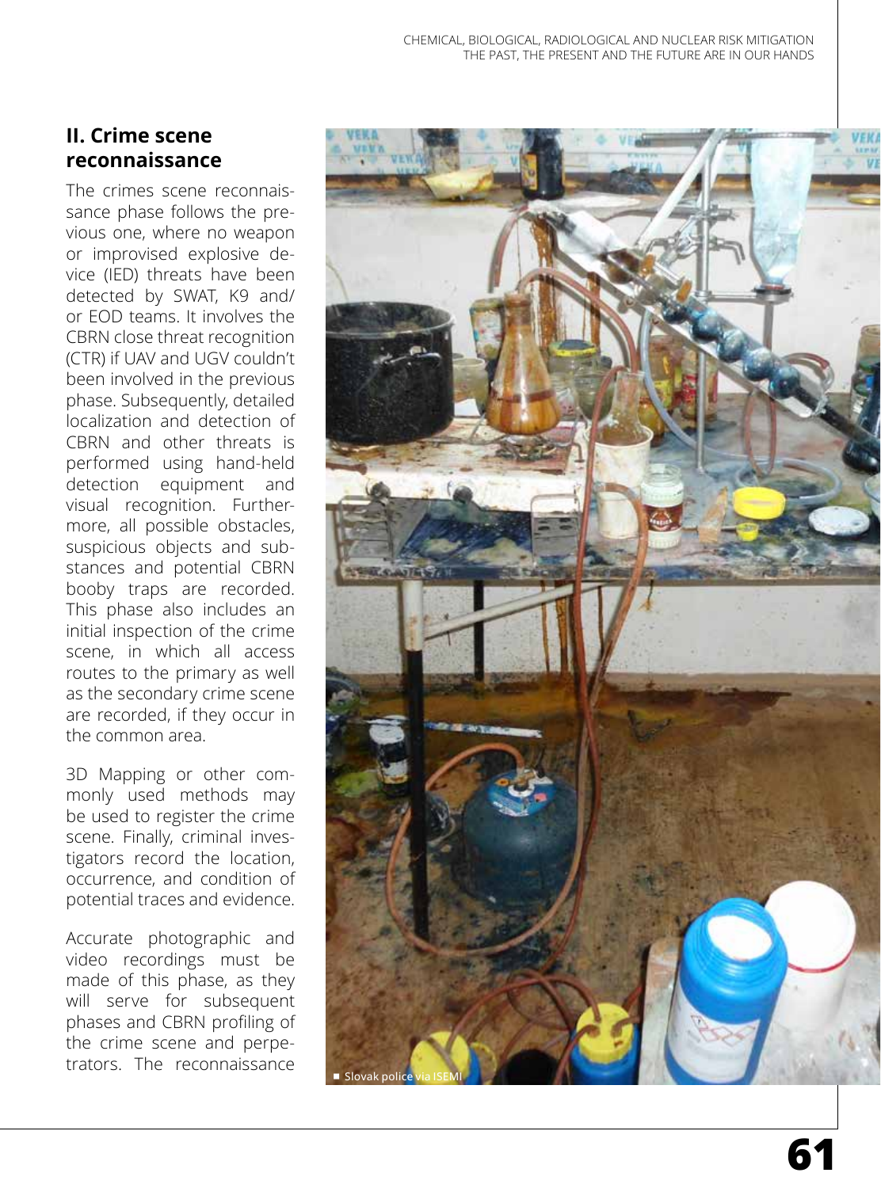## II. Crime scene reconnaissance

The crimes scene reconnaissance phase follows the previous one, where no weapon or improvised explosive device (IED) threats have been detected by SWAT, K9 and/or EOD teams. It involves the CBRN close threat recognition (CTR) if UAV and UGV couldn't been involved in the previous phase. Subsequently, detailed localization and detection of CBRN and other threats is performed using hand-held detection equipment and visual recognition. Furthermore, all possible obstacles, suspicious objects and substances and potential CBRN booby traps are recorded. This phase also includes an initial inspection of the crime scene, in which all access routes to the primary as well as the secondary crime scene are recorded, if they occur in the common area.

3D Mapping or other commonly used methods may be used to register the crime scene. Finally, criminal investigators record the location, occurrence, and condition of potential traces and evidence.

Accurate photographic and video recordings must be made of this phase, as they will serve for subsequent phases and CBRN profiling of the crime scene and perpetrators. The reconnaissance

Slovak police via ISEMI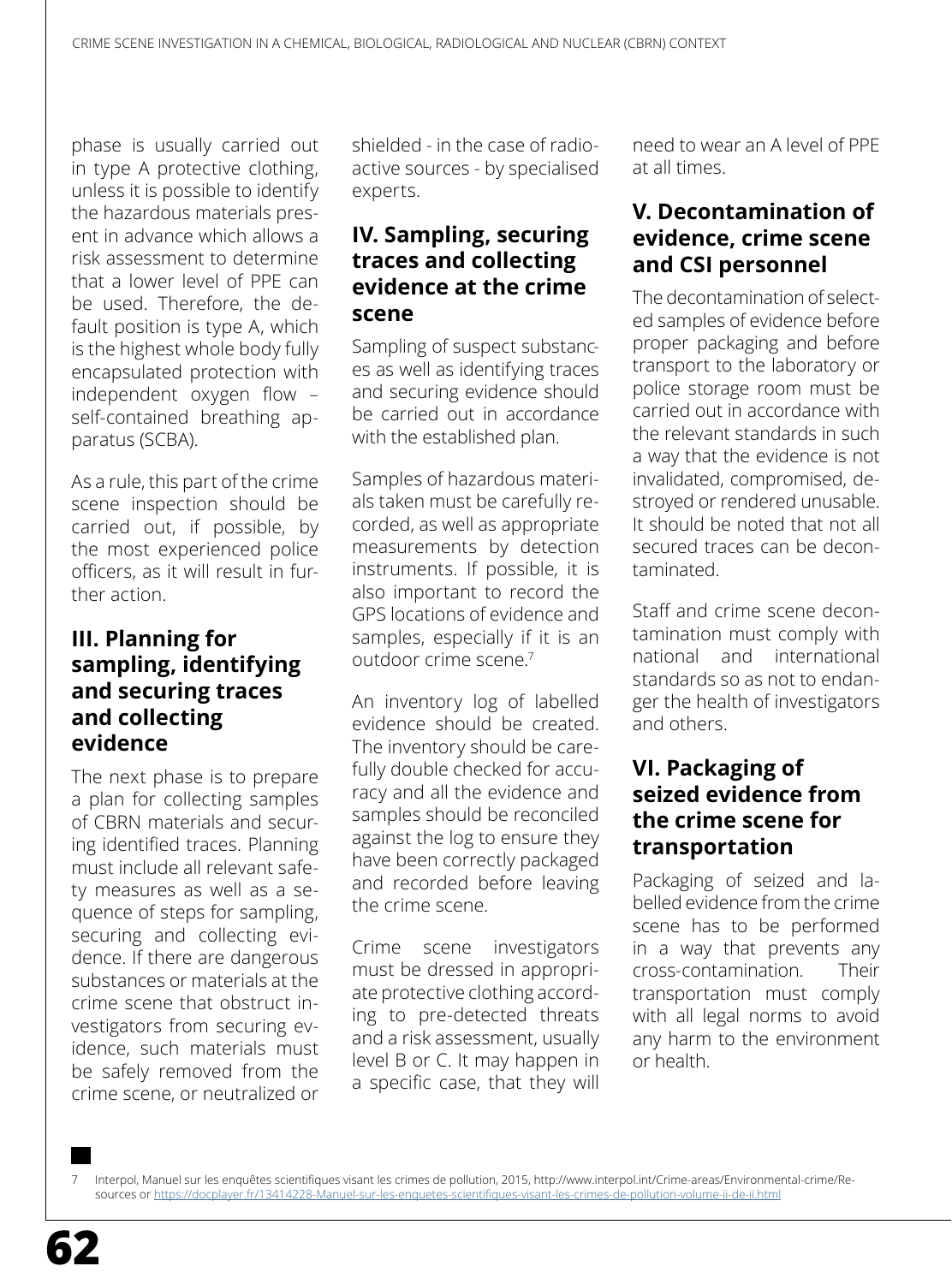phase is usually carried out in type A protective clothing, unless it is possible to identify the hazardous materials present in advance which allows a risk assessment to determine that a lower level of PPE can be used. Therefore, the default position is type A, which is the highest whole body fully encapsulated protection with independent oxygen flow – self-contained breathing apparatus (SCBA).

As a rule, this part of the crime scene inspection should be carried out, if possible, by the most experienced police officers, as it will result in further action.

## III. Planning for sampling, identifying and securing traces and collecting evidence

The next phase is to prepare a plan for collecting samples of CBRN materials and securing identified traces. Planning must include all relevant safety measures as well as a sequence of steps for sampling, securing and collecting evidence. If there are dangerous substances or materials at the crime scene that obstruct investigators from securing evidence, such materials must be safely removed from the crime scene, or neutralized or shielded - in the case of radioactive sources - by specialised experts.

## IV. Sampling, securing traces and collecting evidence at the crime scene

Sampling of suspect substances as well as identifying traces and securing evidence should be carried out in accordance with the established plan.

Samples of hazardous materials taken must be carefully recorded, as well as appropriate measurements by detection instruments. If possible, it is also important to record the GPS locations of evidence and samples, especially if it is an outdoor crime scene.[7]

An inventory log of labelled evidence should be created. The inventory should be carefully double checked for accuracy and all the evidence and samples should be reconciled against the log to ensure they have been correctly packaged and recorded before leaving the crime scene.

Crime scene investigators must be dressed in appropriate protective clothing according to pre-detected threats and a risk assessment, usually level B or C. It may happen in a specific case, that they will need to wear an A level of PPE at all times.

## V. Decontamination of evidence, crime scene and CSI personnel

The decontamination of selected samples of evidence before proper packaging and before transport to the laboratory or police storage room must be carried out in accordance with the relevant standards in such a way that the evidence is not invalidated, compromised, destroyed or rendered unusable. It should be noted that not all secured traces can be decontaminated.

Staff and crime scene decontamination must comply with national and international standards so as not to endanger the health of investigators and others.

## VI. Packaging of seized evidence from the crime scene for transportation

Packaging of seized and labelled evidence from the crime scene has to be performed in a way that prevents any cross-contamination. Their transportation must comply with all legal norms to avoid any harm to the environment or health.

---

7 Interpol, Manuel sur les enquêtes scientifiques visant les crimes de pollution, 2015, http://www.interpol.int/Crime-areas/Environmental-crime/Resources or https://docplayer.fr/13414228-Manuel-sur-les-enquetes-scientifiques-visant-les-crimes-de-pollution-volume-ii-de-ii.html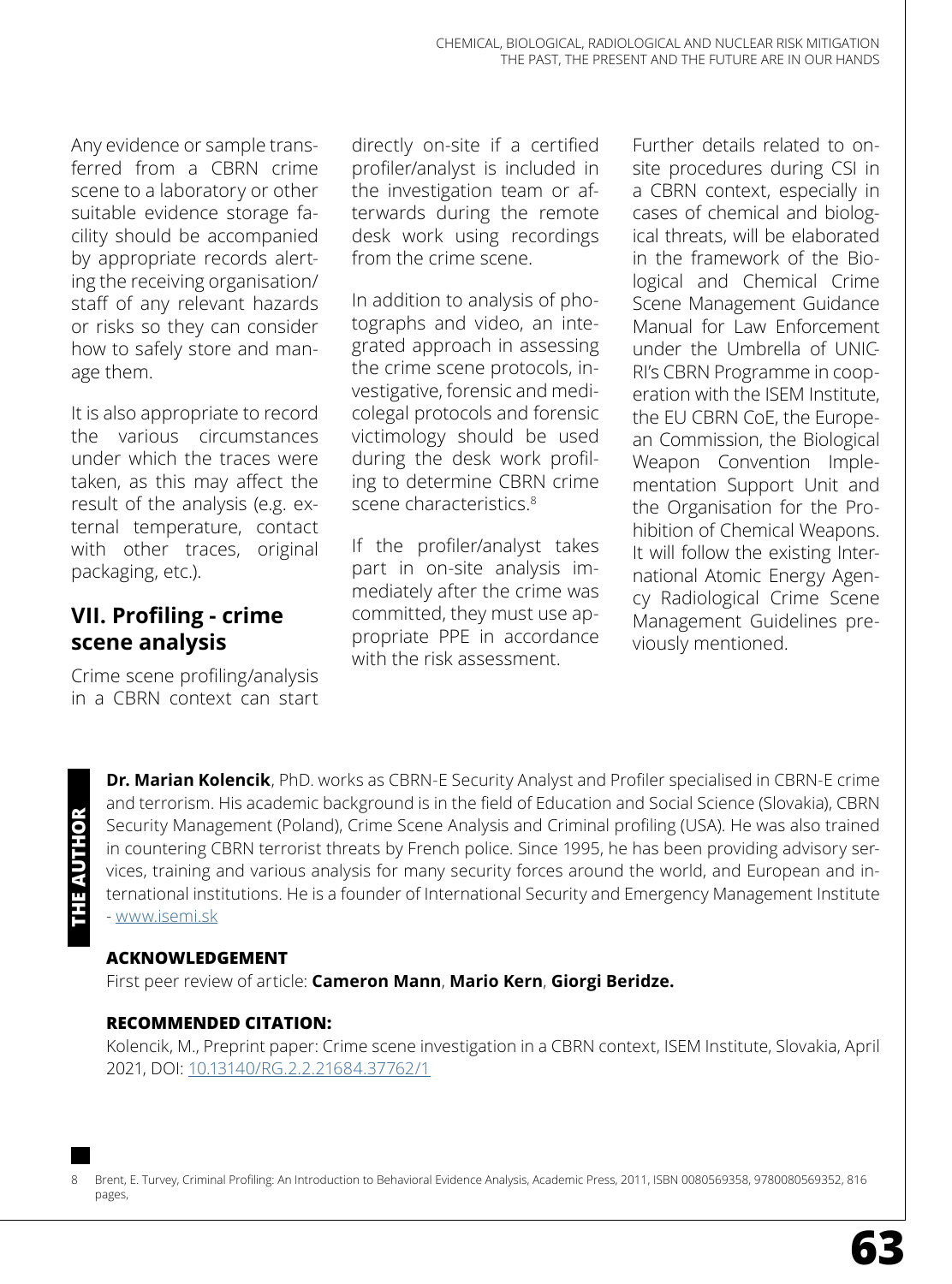Any evidence or sample transferred from a CBRN crime scene to a laboratory or other suitable evidence storage facility should be accompanied by appropriate records alerting the receiving organisation/ staff of any relevant hazards or risks so they can consider how to safely store and manage them.

It is also appropriate to record the various circumstances under which the traces were taken, as this may affect the result of the analysis (e.g. external temperature, contact with other traces, original packaging, etc.).

## VII. Profiling - crime scene analysis

Crime scene profiling/analysis in a CBRN context can start directly on-site if a certified profiler/analyst is included in the investigation team or afterwards during the remote desk work using recordings from the crime scene.

In addition to analysis of photographs and video, an integrated approach in assessing the crime scene protocols, investigative, forensic and medicolegal protocols and forensic victimology should be used during the desk work profiling to determine CBRN crime scene characteristics.[8]

If the profiler/analyst takes part in on-site analysis immediately after the crime was committed, they must use appropriate PPE in accordance with the risk assessment.

Further details related to on-site procedures during CSI in a CBRN context, especially in cases of chemical and biological threats, will be elaborated in the framework of the Biological and Chemical Crime Scene Management Guidance Manual for Law Enforcement under the Umbrella of UNICRI's CBRN Programme in cooperation with the ISEM Institute, the EU CBRN CoE, the European Commission, the Biological Weapon Convention Implementation Support Unit and the Organisation for the Prohibition of Chemical Weapons. It will follow the existing International Atomic Energy Agency Radiological Crime Scene Management Guidelines previously mentioned.

**THE AUTHOR**

**Dr. Marian Kolencik**, PhD. works as CBRN-E Security Analyst and Profiler specialised in CBRN-E crime and terrorism. His academic background is in the field of Education and Social Science (Slovakia), CBRN Security Management (Poland), Crime Scene Analysis and Criminal profiling (USA). He was also trained in countering CBRN terrorist threats by French police. Since 1995, he has been providing advisory services, training and various analysis for many security forces around the world, and European and international institutions. He is a founder of International Security and Emergency Management Institute - www.isemi.sk

**ACKNOWLEDGEMENT**

First peer review of article: **Cameron Mann**, **Mario Kern**, **Giorgi Beridze.**

**RECOMMENDED CITATION:**

Kolencik, M., Preprint paper: Crime scene investigation in a CBRN context, ISEM Institute, Slovakia, April 2021, DOI: 10.13140/RG.2.2.21684.37762/1

8 Brent, E. Turvey, Criminal Profiling: An Introduction to Behavioral Evidence Analysis, Academic Press, 2011, ISBN 0080569358, 9780080569352, 816 pages,